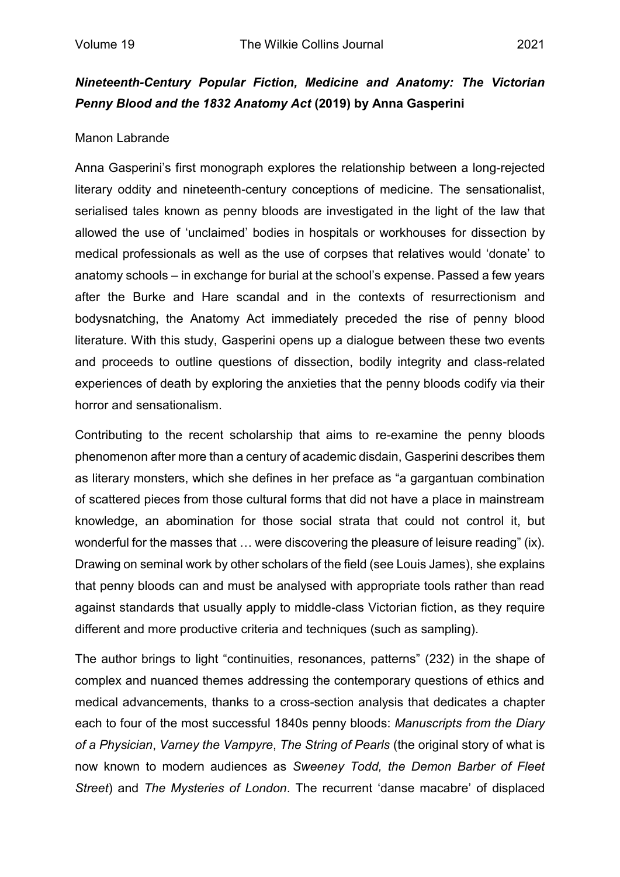## ***Nineteenth-Century Popular Fiction, Medicine and Anatomy: The Victorian Penny Blood and the 1832 Anatomy Act* (2019) by Anna Gasperini**

Manon Labrande

Anna Gasperini's first monograph explores the relationship between a long-rejected literary oddity and nineteenth-century conceptions of medicine. The sensationalist, serialised tales known as penny bloods are investigated in the light of the law that allowed the use of 'unclaimed' bodies in hospitals or workhouses for dissection by medical professionals as well as the use of corpses that relatives would 'donate' to anatomy schools – in exchange for burial at the school's expense. Passed a few years after the Burke and Hare scandal and in the contexts of resurrectionism and bodysnatching, the Anatomy Act immediately preceded the rise of penny blood literature. With this study, Gasperini opens up a dialogue between these two events and proceeds to outline questions of dissection, bodily integrity and class-related experiences of death by exploring the anxieties that the penny bloods codify via their horror and sensationalism.

Contributing to the recent scholarship that aims to re-examine the penny bloods phenomenon after more than a century of academic disdain, Gasperini describes them as literary monsters, which she defines in her preface as "a gargantuan combination of scattered pieces from those cultural forms that did not have a place in mainstream knowledge, an abomination for those social strata that could not control it, but wonderful for the masses that … were discovering the pleasure of leisure reading" (ix). Drawing on seminal work by other scholars of the field (see Louis James), she explains that penny bloods can and must be analysed with appropriate tools rather than read against standards that usually apply to middle-class Victorian fiction, as they require different and more productive criteria and techniques (such as sampling).

The author brings to light "continuities, resonances, patterns" (232) in the shape of complex and nuanced themes addressing the contemporary questions of ethics and medical advancements, thanks to a cross-section analysis that dedicates a chapter each to four of the most successful 1840s penny bloods: *Manuscripts from the Diary of a Physician*, *Varney the Vampyre*, *The String of Pearls* (the original story of what is now known to modern audiences as *Sweeney Todd, the Demon Barber of Fleet Street*) and *The Mysteries of London*. The recurrent 'danse macabre' of displaced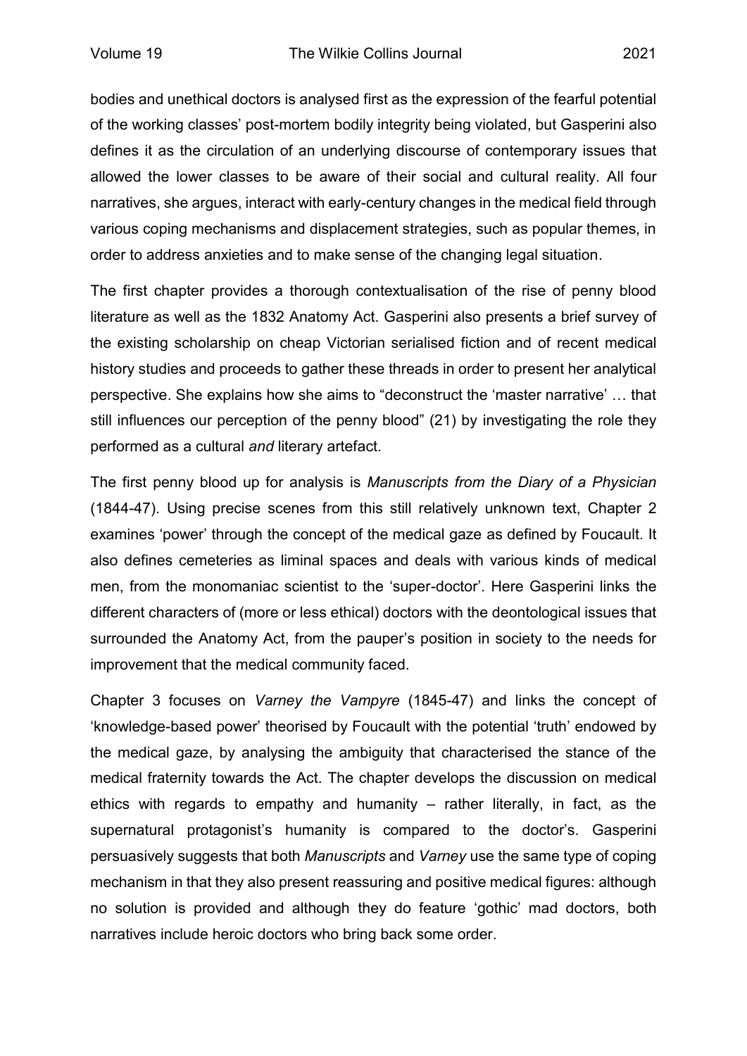bodies and unethical doctors is analysed first as the expression of the fearful potential of the working classes' post-mortem bodily integrity being violated, but Gasperini also defines it as the circulation of an underlying discourse of contemporary issues that allowed the lower classes to be aware of their social and cultural reality. All four narratives, she argues, interact with early-century changes in the medical field through various coping mechanisms and displacement strategies, such as popular themes, in order to address anxieties and to make sense of the changing legal situation.

The first chapter provides a thorough contextualisation of the rise of penny blood literature as well as the 1832 Anatomy Act. Gasperini also presents a brief survey of the existing scholarship on cheap Victorian serialised fiction and of recent medical history studies and proceeds to gather these threads in order to present her analytical perspective. She explains how she aims to "deconstruct the 'master narrative' … that still influences our perception of the penny blood" (21) by investigating the role they performed as a cultural *and* literary artefact.

The first penny blood up for analysis is *Manuscripts from the Diary of a Physician* (1844-47). Using precise scenes from this still relatively unknown text, Chapter 2 examines 'power' through the concept of the medical gaze as defined by Foucault. It also defines cemeteries as liminal spaces and deals with various kinds of medical men, from the monomaniac scientist to the 'super-doctor'. Here Gasperini links the different characters of (more or less ethical) doctors with the deontological issues that surrounded the Anatomy Act, from the pauper's position in society to the needs for improvement that the medical community faced.

Chapter 3 focuses on *Varney the Vampyre* (1845-47) and links the concept of 'knowledge-based power' theorised by Foucault with the potential 'truth' endowed by the medical gaze, by analysing the ambiguity that characterised the stance of the medical fraternity towards the Act. The chapter develops the discussion on medical ethics with regards to empathy and humanity – rather literally, in fact, as the supernatural protagonist's humanity is compared to the doctor's. Gasperini persuasively suggests that both *Manuscripts* and *Varney* use the same type of coping mechanism in that they also present reassuring and positive medical figures: although no solution is provided and although they do feature 'gothic' mad doctors, both narratives include heroic doctors who bring back some order.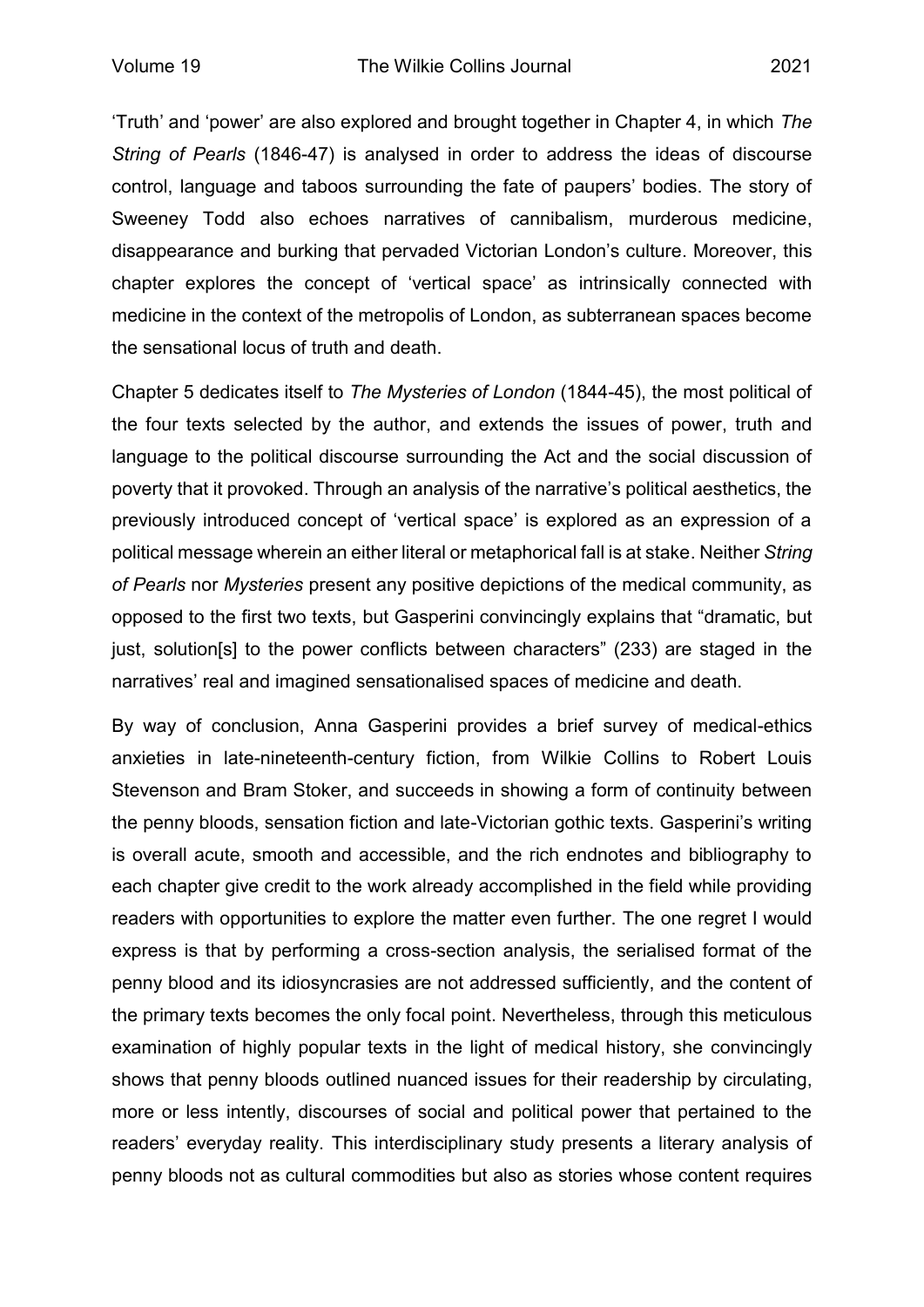'Truth' and 'power' are also explored and brought together in Chapter 4, in which *The String of Pearls* (1846-47) is analysed in order to address the ideas of discourse control, language and taboos surrounding the fate of paupers' bodies. The story of Sweeney Todd also echoes narratives of cannibalism, murderous medicine, disappearance and burking that pervaded Victorian London's culture. Moreover, this chapter explores the concept of 'vertical space' as intrinsically connected with medicine in the context of the metropolis of London, as subterranean spaces become the sensational locus of truth and death.

Chapter 5 dedicates itself to *The Mysteries of London* (1844-45), the most political of the four texts selected by the author, and extends the issues of power, truth and language to the political discourse surrounding the Act and the social discussion of poverty that it provoked. Through an analysis of the narrative's political aesthetics, the previously introduced concept of 'vertical space' is explored as an expression of a political message wherein an either literal or metaphorical fall is at stake. Neither *String of Pearls* nor *Mysteries* present any positive depictions of the medical community, as opposed to the first two texts, but Gasperini convincingly explains that "dramatic, but just, solution[s] to the power conflicts between characters" (233) are staged in the narratives' real and imagined sensationalised spaces of medicine and death.

By way of conclusion, Anna Gasperini provides a brief survey of medical-ethics anxieties in late-nineteenth-century fiction, from Wilkie Collins to Robert Louis Stevenson and Bram Stoker, and succeeds in showing a form of continuity between the penny bloods, sensation fiction and late-Victorian gothic texts. Gasperini's writing is overall acute, smooth and accessible, and the rich endnotes and bibliography to each chapter give credit to the work already accomplished in the field while providing readers with opportunities to explore the matter even further. The one regret I would express is that by performing a cross-section analysis, the serialised format of the penny blood and its idiosyncrasies are not addressed sufficiently, and the content of the primary texts becomes the only focal point. Nevertheless, through this meticulous examination of highly popular texts in the light of medical history, she convincingly shows that penny bloods outlined nuanced issues for their readership by circulating, more or less intently, discourses of social and political power that pertained to the readers' everyday reality. This interdisciplinary study presents a literary analysis of penny bloods not as cultural commodities but also as stories whose content requires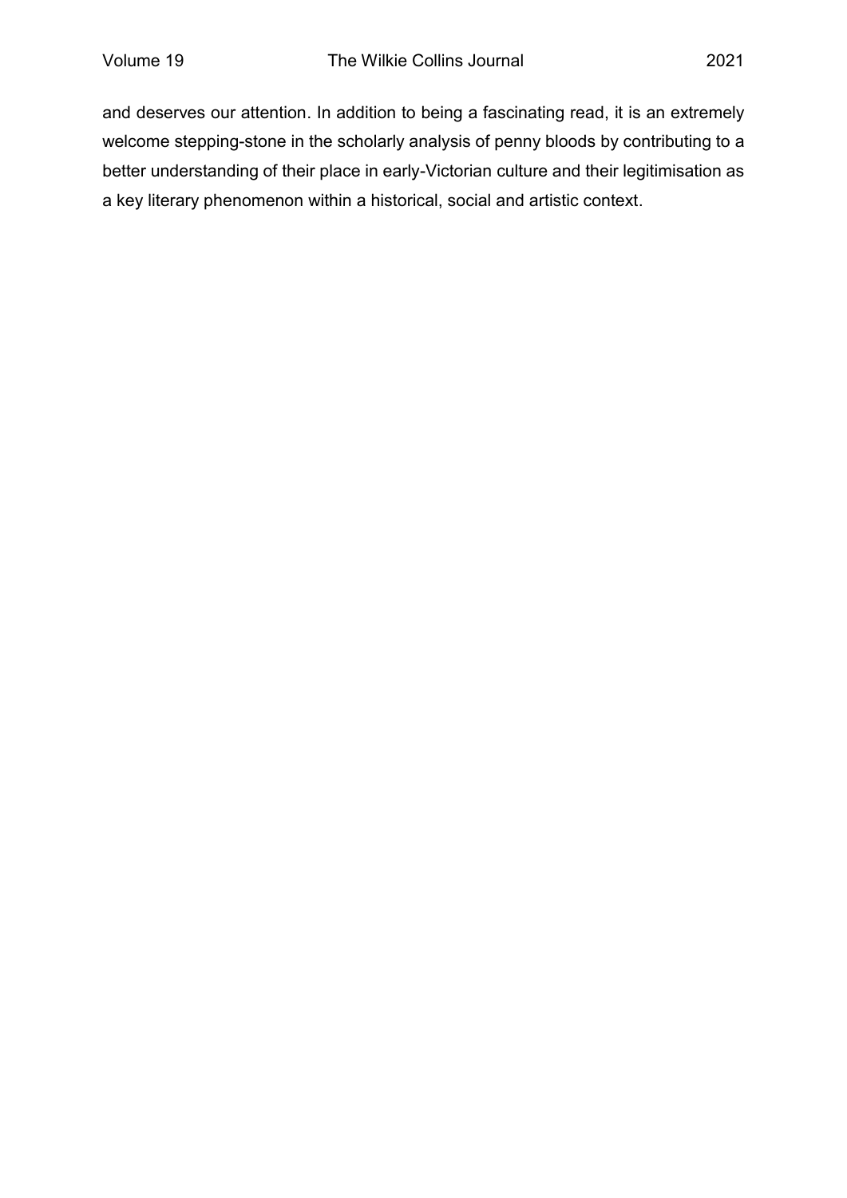and deserves our attention. In addition to being a fascinating read, it is an extremely welcome stepping-stone in the scholarly analysis of penny bloods by contributing to a better understanding of their place in early-Victorian culture and their legitimisation as a key literary phenomenon within a historical, social and artistic context.